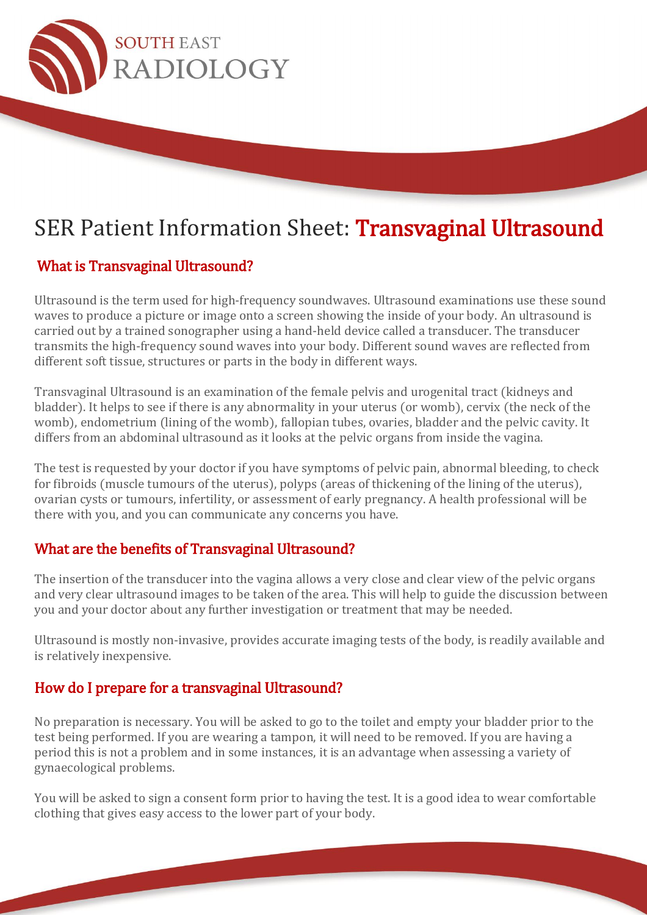SOUTH EAST RADIOLOGY

# SER Patient Information Sheet: Transvaginal Ultrasound

## What is Transvaginal Ultrasound?

Ultrasound is the term used for high-frequency soundwaves. Ultrasound examinations use these sound waves to produce a picture or image onto a screen showing the inside of your body. An ultrasound is carried out by a trained sonographer using a hand-held device called a transducer. The transducer transmits the high-frequency sound waves into your body. Different sound waves are reflected from different soft tissue, structures or parts in the body in different ways.

Transvaginal Ultrasound is an examination of the female pelvis and urogenital tract (kidneys and bladder). It helps to see if there is any abnormality in your uterus (or womb), cervix (the neck of the womb), endometrium (lining of the womb), fallopian tubes, ovaries, bladder and the pelvic cavity. It differs from an abdominal ultrasound as it looks at the pelvic organs from inside the vagina.

The test is requested by your doctor if you have symptoms of pelvic pain, abnormal bleeding, to check for fibroids (muscle tumours of the uterus), polyps (areas of thickening of the lining of the uterus), ovarian cysts or tumours, infertility, or assessment of early pregnancy. A health professional will be there with you, and you can communicate any concerns you have.

## What are the benefits of Transvaginal Ultrasound?

The insertion of the transducer into the vagina allows a very close and clear view of the pelvic organs and very clear ultrasound images to be taken of the area. This will help to guide the discussion between you and your doctor about any further investigation or treatment that may be needed.

Ultrasound is mostly non-invasive, provides accurate imaging tests of the body, is readily available and is relatively inexpensive.

## How do I prepare for a transvaginal Ultrasound?

No preparation is necessary. You will be asked to go to the toilet and empty your bladder prior to the test being performed. If you are wearing a tampon, it will need to be removed. If you are having a period this is not a problem and in some instances, it is an advantage when assessing a variety of gynaecological problems.

You will be asked to sign a consent form prior to having the test. It is a good idea to wear comfortable clothing that gives easy access to the lower part of your body.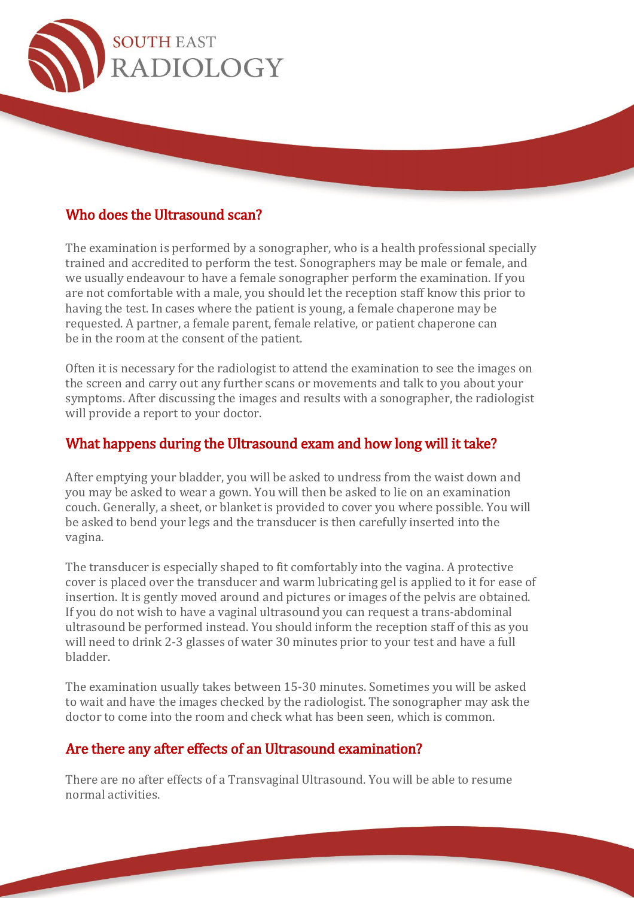## Who does the Ultrasound scan?

The examination is performed by a sonographer, who is a health professional specially trained and accredited to perform the test. Sonographers may be male or female, and we usually endeavour to have a female sonographer perform the examination. If you are not comfortable with a male, you should let the reception staff know this prior to having the test. In cases where the patient is young, a female chaperone may be requested. A partner, a female parent, female relative, or patient chaperone can be in the room at the consent of the patient.

Often it is necessary for the radiologist to attend the examination to see the images on the screen and carry out any further scans or movements and talk to you about your symptoms. After discussing the images and results with a sonographer, the radiologist will provide a report to your doctor.

## What happens during the Ultrasound exam and how long will it take?

After emptying your bladder, you will be asked to undress from the waist down and you may be asked to wear a gown. You will then be asked to lie on an examination couch. Generally, a sheet, or blanket is provided to cover you where possible. You will be asked to bend your legs and the transducer is then carefully inserted into the vagina.

The transducer is especially shaped to fit comfortably into the vagina. A protective cover is placed over the transducer and warm lubricating gel is applied to it for ease of insertion. It is gently moved around and pictures or images of the pelvis are obtained. If you do not wish to have a vaginal ultrasound you can request a trans-abdominal ultrasound be performed instead. You should inform the reception staff of this as you will need to drink 2-3 glasses of water 30 minutes prior to your test and have a full bladder.

The examination usually takes between 15-30 minutes. Sometimes you will be asked to wait and have the images checked by the radiologist. The sonographer may ask the doctor to come into the room and check what has been seen, which is common.

## Are there any after effects of an Ultrasound examination?

There are no after effects of a Transvaginal Ultrasound. You will be able to resume normal activities.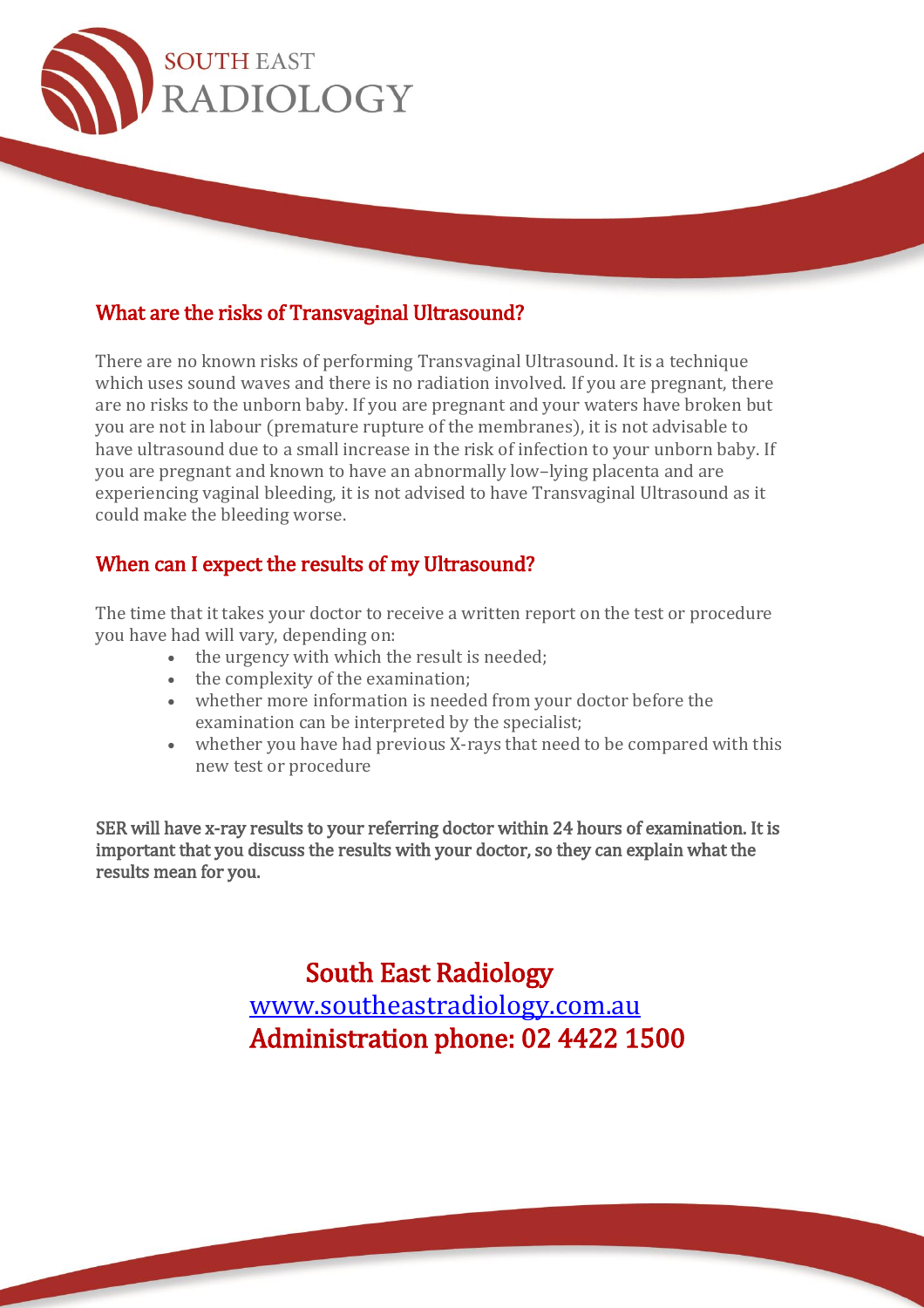## What are the risks of Transvaginal Ultrasound?

There are no known risks of performing Transvaginal Ultrasound. It is a technique which uses sound waves and there is no radiation involved. If you are pregnant, there are no risks to the unborn baby. If you are pregnant and your waters have broken but you are not in labour (premature rupture of the membranes), it is not advisable to have ultrasound due to a small increase in the risk of infection to your unborn baby. If you are pregnant and known to have an abnormally low–lying placenta and are experiencing vaginal bleeding, it is not advised to have Transvaginal Ultrasound as it could make the bleeding worse.

## When can I expect the results of my Ultrasound?

The time that it takes your doctor to receive a written report on the test or procedure you have had will vary, depending on:

- the urgency with which the result is needed;
- the complexity of the examination;
- whether more information is needed from your doctor before the examination can be interpreted by the specialist;
- whether you have had previous X-rays that need to be compared with this new test or procedure

**SER will have x-ray results to your referring doctor within 24 hours of examination. It is important that you discuss the results with your doctor, so they can explain what the results mean for you.**

**South East Radiology**
[www.southeastradiology.com.au](http://www.southeastradiology.com.au)
**Administration phone: 02 4422 1500**